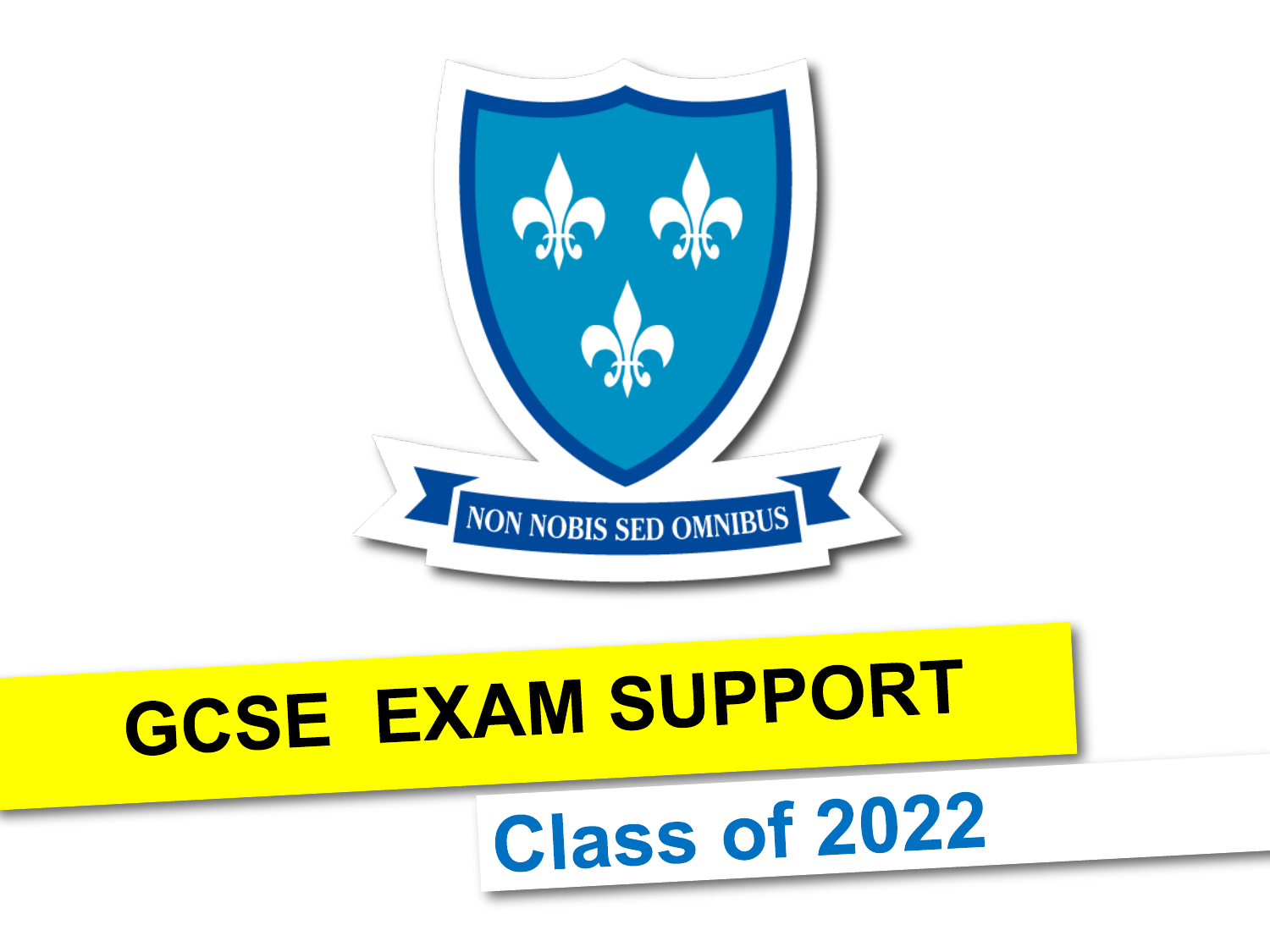NON NOBIS SED OMNIBUS

# GCSE EXAM SUPPORT

## Class of 2022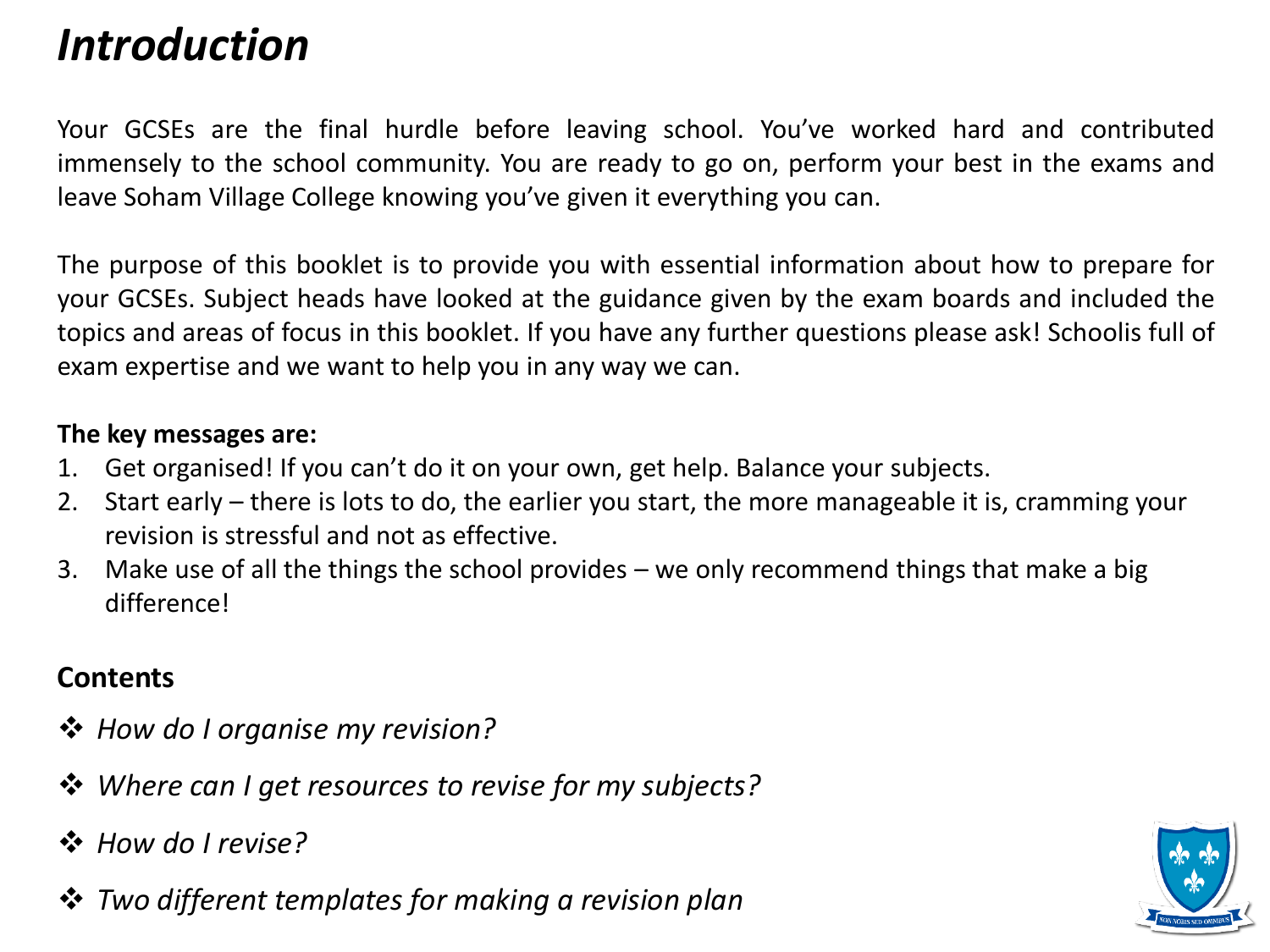# *Introduction*

Your GCSEs are the final hurdle before leaving school. You've worked hard and contributed immensely to the school community. You are ready to go on, perform your best in the exams and leave Soham Village College knowing you've given it everything you can.

The purpose of this booklet is to provide you with essential information about how to prepare for your GCSEs. Subject heads have looked at the guidance given by the exam boards and included the topics and areas of focus in this booklet. If you have any further questions please ask! Schoolis full of exam expertise and we want to help you in any way we can.

**The key messages are:**

1. Get organised! If you can't do it on your own, get help. Balance your subjects.
2. Start early – there is lots to do, the earlier you start, the more manageable it is, cramming your revision is stressful and not as effective.
3. Make use of all the things the school provides – we only recommend things that make a big difference!

## Contents

- *How do I organise my revision?*
- *Where can I get resources to revise for my subjects?*
- *How do I revise?*
- *Two different templates for making a revision plan*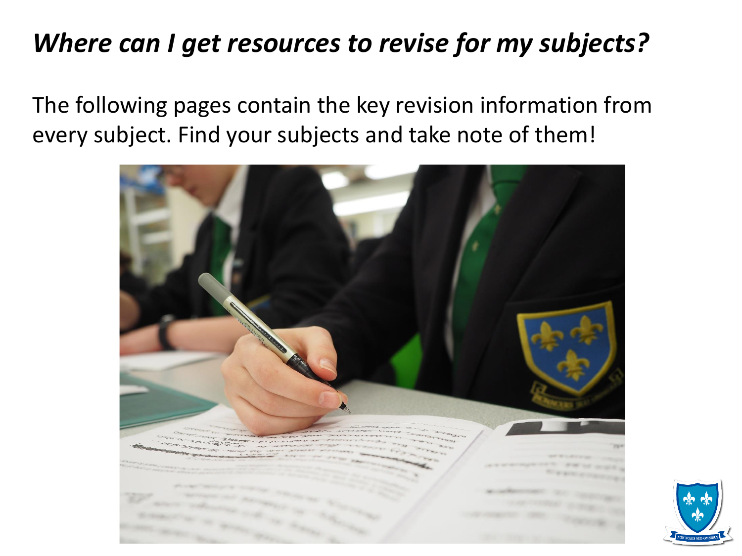## *Where can I get resources to revise for my subjects?*

The following pages contain the key revision information from every subject. Find your subjects and take note of them!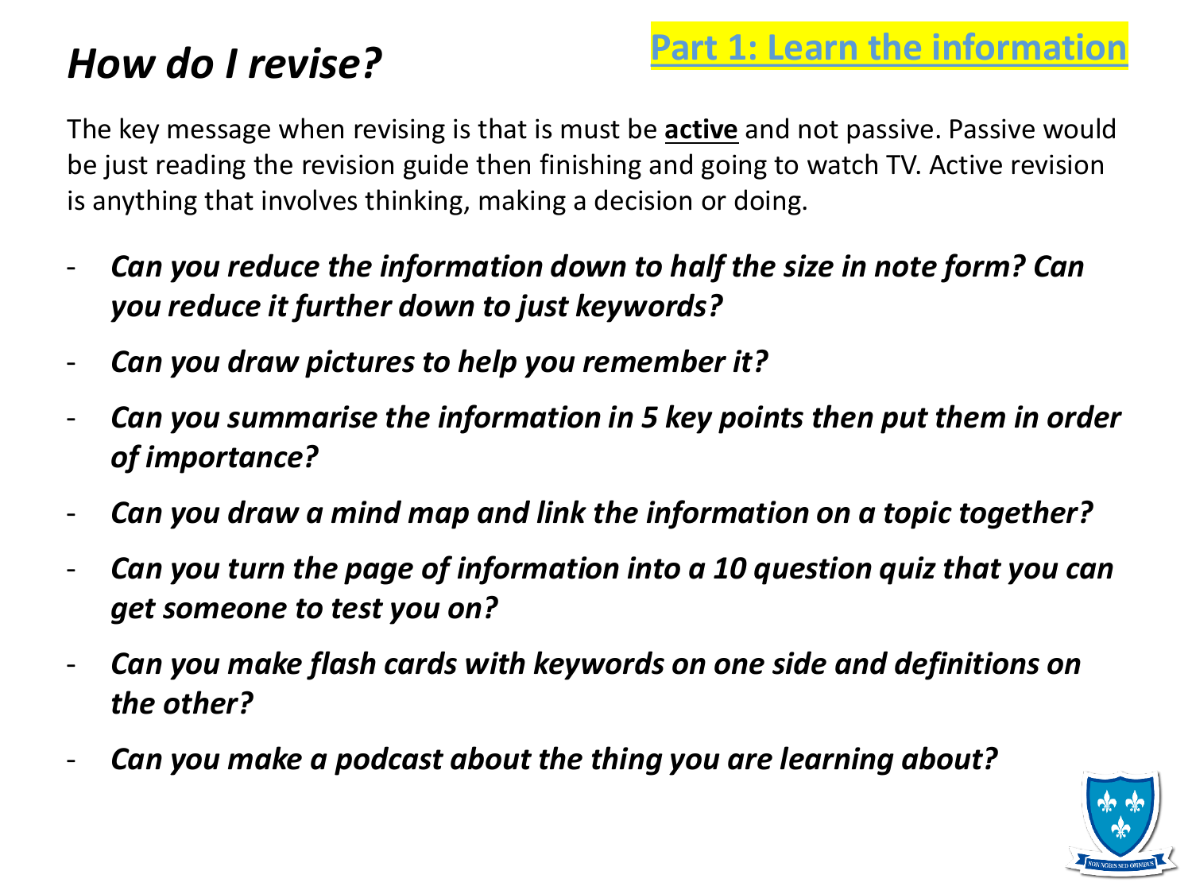# *How do I revise?*

**Part 1: Learn the information**

The key message when revising is that is must be **active** and not passive. Passive would be just reading the revision guide then finishing and going to watch TV. Active revision is anything that involves thinking, making a decision or doing.

- ***Can you reduce the information down to half the size in note form? Can you reduce it further down to just keywords?***
- ***Can you draw pictures to help you remember it?***
- ***Can you summarise the information in 5 key points then put them in order of importance?***
- ***Can you draw a mind map and link the information on a topic together?***
- ***Can you turn the page of information into a 10 question quiz that you can get someone to test you on?***
- ***Can you make flash cards with keywords on one side and definitions on the other?***
- ***Can you make a podcast about the thing you are learning about?***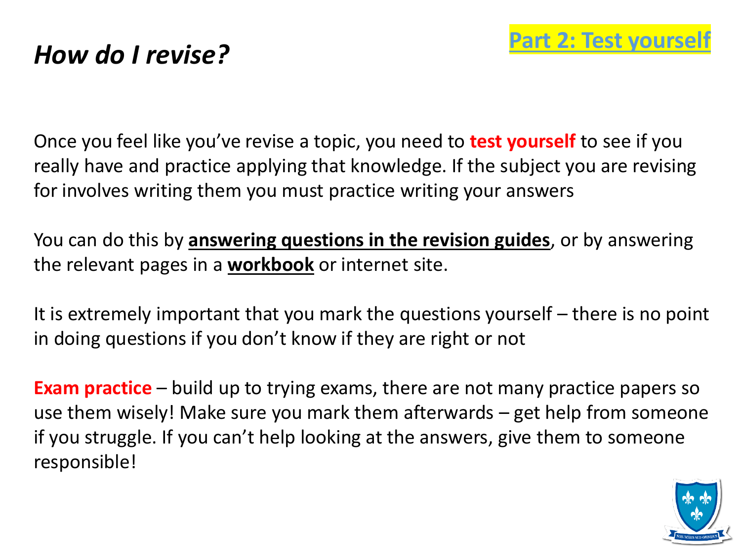# *How do I revise?*

**Part 2: Test yourself**

Once you feel like you've revise a topic, you need to **test yourself** to see if you really have and practice applying that knowledge. If the subject you are revising for involves writing them you must practice writing your answers

You can do this by **answering questions in the revision guides**, or by answering the relevant pages in a **workbook** or internet site.

It is extremely important that you mark the questions yourself – there is no point in doing questions if you don't know if they are right or not

**Exam practice** – build up to trying exams, there are not many practice papers so use them wisely! Make sure you mark them afterwards – get help from someone if you struggle. If you can't help looking at the answers, give them to someone responsible!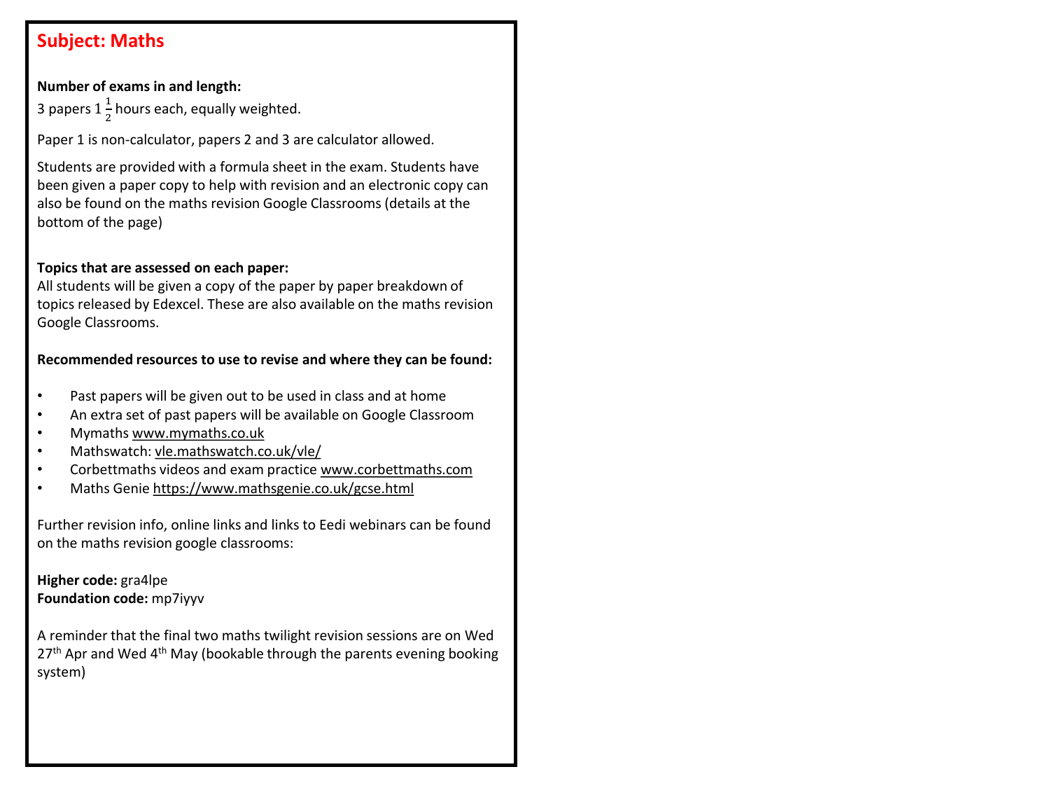## Subject: Maths

**Number of exams in and length:**

3 papers $1\frac{1}{2}$ hours each, equally weighted.

Paper 1 is non-calculator, papers 2 and 3 are calculator allowed.

Students are provided with a formula sheet in the exam. Students have been given a paper copy to help with revision and an electronic copy can also be found on the maths revision Google Classrooms (details at the bottom of the page)

**Topics that are assessed on each paper:**

All students will be given a copy of the paper by paper breakdown of topics released by Edexcel. These are also available on the maths revision Google Classrooms.

**Recommended resources to use to revise and where they can be found:**

- Past papers will be given out to be used in class and at home
- An extra set of past papers will be available on Google Classroom
- Mymaths www.mymaths.co.uk
- Mathswatch: vle.mathswatch.co.uk/vle/
- Corbettmaths videos and exam practice www.corbettmaths.com
- Maths Genie https://www.mathsgenie.co.uk/gcse.html

Further revision info, online links and links to Eedi webinars can be found on the maths revision google classrooms:

**Higher code:** gra4lpe
**Foundation code:** mp7iyyv

A reminder that the final two maths twilight revision sessions are on Wed 27th Apr and Wed 4th May (bookable through the parents evening booking system)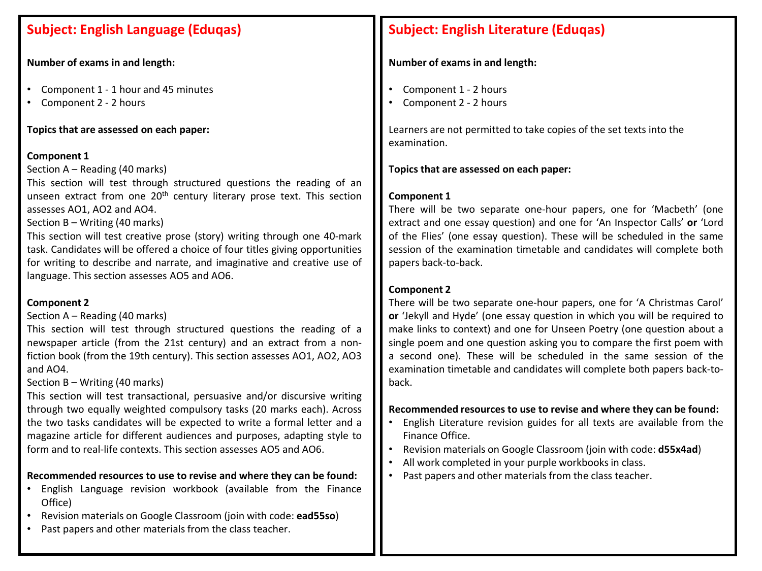## Subject: English Language (Eduqas)

**Number of exams in and length:**

- Component 1 - 1 hour and 45 minutes
- Component 2 - 2 hours

**Topics that are assessed on each paper:**

**Component 1**

Section A – Reading (40 marks)

This section will test through structured questions the reading of an unseen extract from one 20th century literary prose text. This section assesses AO1, AO2 and AO4.

Section B – Writing (40 marks)

This section will test creative prose (story) writing through one 40-mark task. Candidates will be offered a choice of four titles giving opportunities for writing to describe and narrate, and imaginative and creative use of language. This section assesses AO5 and AO6.

**Component 2**

Section A – Reading (40 marks)

This section will test through structured questions the reading of a newspaper article (from the 21st century) and an extract from a non-fiction book (from the 19th century). This section assesses AO1, AO2, AO3 and AO4.

Section B – Writing (40 marks)

This section will test transactional, persuasive and/or discursive writing through two equally weighted compulsory tasks (20 marks each). Across the two tasks candidates will be expected to write a formal letter and a magazine article for different audiences and purposes, adapting style to form and to real-life contexts. This section assesses AO5 and AO6.

**Recommended resources to use to revise and where they can be found:**

- English Language revision workbook (available from the Finance Office)
- Revision materials on Google Classroom (join with code: **ead55so**)
- Past papers and other materials from the class teacher.

## Subject: English Literature (Eduqas)

**Number of exams in and length:**

- Component 1 - 2 hours
- Component 2 - 2 hours

Learners are not permitted to take copies of the set texts into the examination.

**Topics that are assessed on each paper:**

**Component 1**

There will be two separate one-hour papers, one for 'Macbeth' (one extract and one essay question) and one for 'An Inspector Calls' **or** 'Lord of the Flies' (one essay question). These will be scheduled in the same session of the examination timetable and candidates will complete both papers back-to-back.

**Component 2**

There will be two separate one-hour papers, one for 'A Christmas Carol' **or** 'Jekyll and Hyde' (one essay question in which you will be required to make links to context) and one for Unseen Poetry (one question about a single poem and one question asking you to compare the first poem with a second one). These will be scheduled in the same session of the examination timetable and candidates will complete both papers back-to-back.

**Recommended resources to use to revise and where they can be found:**

- English Literature revision guides for all texts are available from the Finance Office.
- Revision materials on Google Classroom (join with code: **d55x4ad**)
- All work completed in your purple workbooks in class.
- Past papers and other materials from the class teacher.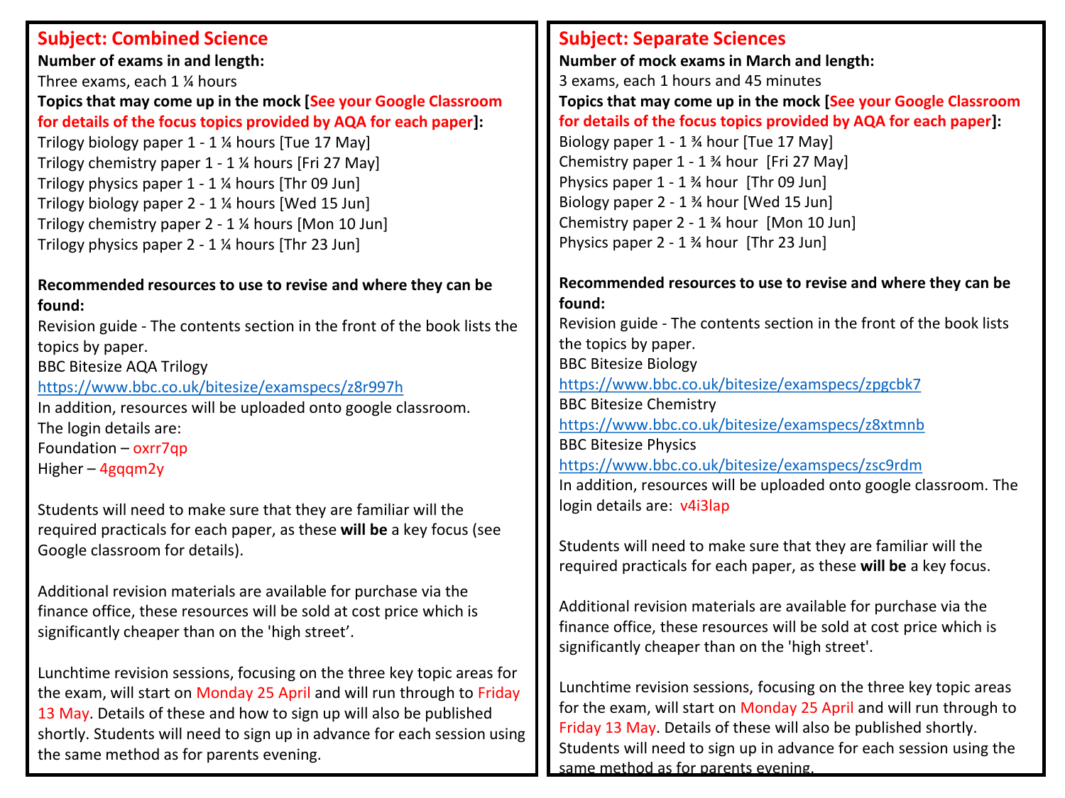## Subject: Combined Science

**Number of exams in and length:**

Three exams, each 1 ¼ hours

**Topics that may come up in the mock [See your Google Classroom for details of the focus topics provided by AQA for each paper]:**

Trilogy biology paper 1 - 1 ¼ hours [Tue 17 May]
Trilogy chemistry paper 1 - 1 ¼ hours [Fri 27 May]
Trilogy physics paper 1 - 1 ¼ hours [Thr 09 Jun]
Trilogy biology paper 2 - 1 ¼ hours [Wed 15 Jun]
Trilogy chemistry paper 2 - 1 ¼ hours [Mon 10 Jun]
Trilogy physics paper 2 - 1 ¼ hours [Thr 23 Jun]

**Recommended resources to use to revise and where they can be found:**

Revision guide - The contents section in the front of the book lists the topics by paper.
BBC Bitesize AQA Trilogy
https://www.bbc.co.uk/bitesize/examspecs/z8r997h
In addition, resources will be uploaded onto google classroom.
The login details are:
Foundation – oxrr7qp
Higher – 4gqqm2y

Students will need to make sure that they are familiar will the required practicals for each paper, as these **will be** a key focus (see Google classroom for details).

Additional revision materials are available for purchase via the finance office, these resources will be sold at cost price which is significantly cheaper than on the 'high street'.

Lunchtime revision sessions, focusing on the three key topic areas for the exam, will start on Monday 25 April and will run through to Friday 13 May. Details of these and how to sign up will also be published shortly. Students will need to sign up in advance for each session using the same method as for parents evening.

## Subject: Separate Sciences

**Number of mock exams in March and length:**

3 exams, each 1 hours and 45 minutes

**Topics that may come up in the mock [See your Google Classroom for details of the focus topics provided by AQA for each paper]:**

Biology paper 1 - 1 ¾ hour [Tue 17 May]
Chemistry paper 1 - 1 ¾ hour [Fri 27 May]
Physics paper 1 - 1 ¾ hour [Thr 09 Jun]
Biology paper 2 - 1 ¾ hour [Wed 15 Jun]
Chemistry paper 2 - 1 ¾ hour [Mon 10 Jun]
Physics paper 2 - 1 ¾ hour [Thr 23 Jun]

**Recommended resources to use to revise and where they can be found:**

Revision guide - The contents section in the front of the book lists the topics by paper.
BBC Bitesize Biology
https://www.bbc.co.uk/bitesize/examspecs/zpgcbk7
BBC Bitesize Chemistry
https://www.bbc.co.uk/bitesize/examspecs/z8xtmnb
BBC Bitesize Physics
https://www.bbc.co.uk/bitesize/examspecs/zsc9rdm
In addition, resources will be uploaded onto google classroom. The login details are: v4i3lap

Students will need to make sure that they are familiar will the required practicals for each paper, as these **will be** a key focus.

Additional revision materials are available for purchase via the finance office, these resources will be sold at cost price which is significantly cheaper than on the 'high street'.

Lunchtime revision sessions, focusing on the three key topic areas for the exam, will start on Monday 25 April and will run through to Friday 13 May. Details of these will also be published shortly. Students will need to sign up in advance for each session using the same method as for parents evening.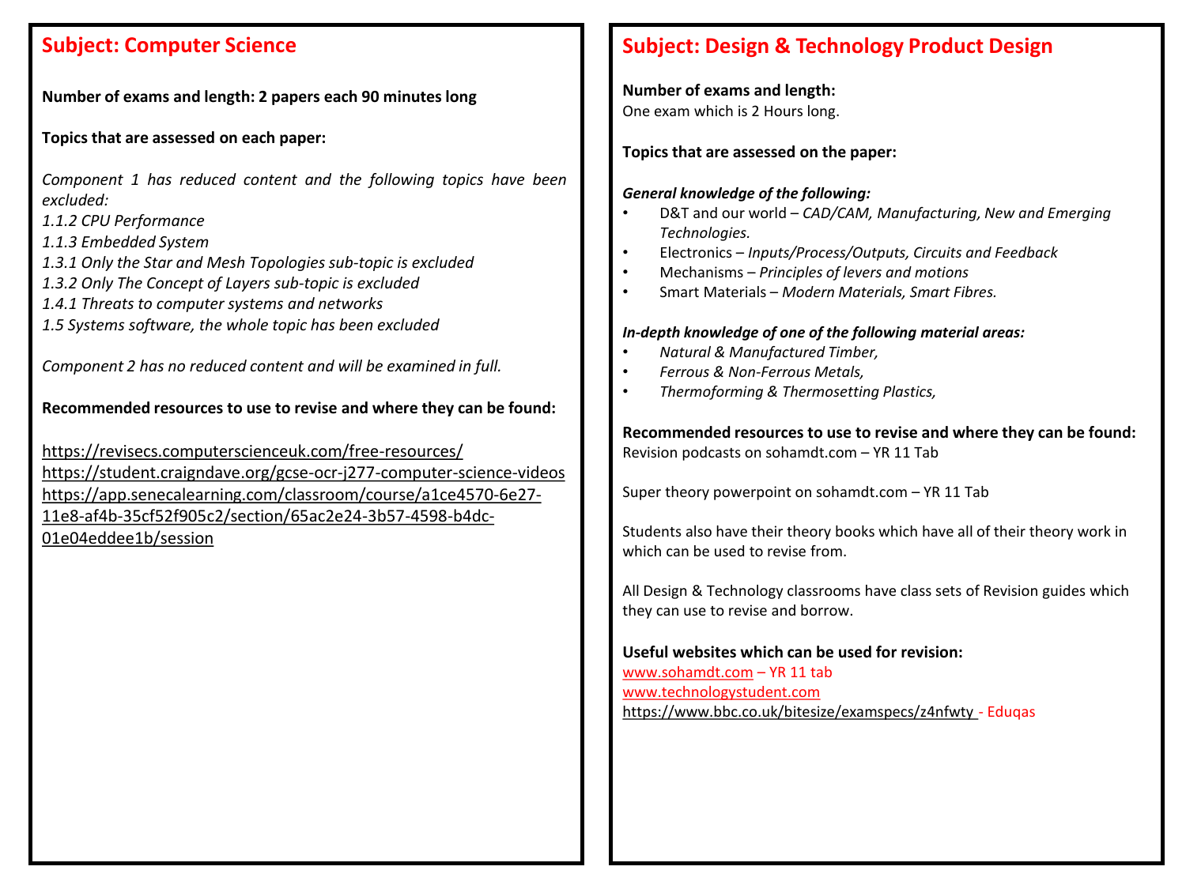## Subject: Computer Science

**Number of exams and length: 2 papers each 90 minutes long**

**Topics that are assessed on each paper:**

*Component 1 has reduced content and the following topics have been excluded:*
*1.1.2 CPU Performance*
*1.1.3 Embedded System*
*1.3.1 Only the Star and Mesh Topologies sub-topic is excluded*
*1.3.2 Only The Concept of Layers sub-topic is excluded*
*1.4.1 Threats to computer systems and networks*
*1.5 Systems software, the whole topic has been excluded*

*Component 2 has no reduced content and will be examined in full.*

**Recommended resources to use to revise and where they can be found:**

https://revisecs.computerscienceuk.com/free-resources/
https://student.craigndave.org/gcse-ocr-j277-computer-science-videos
https://app.senecalearning.com/classroom/course/a1ce4570-6e27-11e8-af4b-35cf52f905c2/section/65ac2e24-3b57-4598-b4dc-01e04eddee1b/session

## Subject: Design & Technology Product Design

**Number of exams and length:**
One exam which is 2 Hours long.

**Topics that are assessed on the paper:**

***General knowledge of the following:***

- D&T and our world – *CAD/CAM, Manufacturing, New and Emerging Technologies*.
- Electronics – *Inputs/Process/Outputs, Circuits and Feedback*
- Mechanisms – *Principles of levers and motions*
- Smart Materials – *Modern Materials, Smart Fibres.*

***In-depth knowledge of one of the following material areas:***

- *Natural & Manufactured Timber,*
- *Ferrous & Non-Ferrous Metals,*
- *Thermoforming & Thermosetting Plastics,*

**Recommended resources to use to revise and where they can be found:**
Revision podcasts on sohamdt.com – YR 11 Tab

Super theory powerpoint on sohamdt.com – YR 11 Tab

Students also have their theory books which have all of their theory work in which can be used to revise from.

All Design & Technology classrooms have class sets of Revision guides which they can use to revise and borrow.

**Useful websites which can be used for revision:**
www.sohamdt.com – YR 11 tab
www.technologystudent.com
https://www.bbc.co.uk/bitesize/examspecs/z4nfwty - Eduqas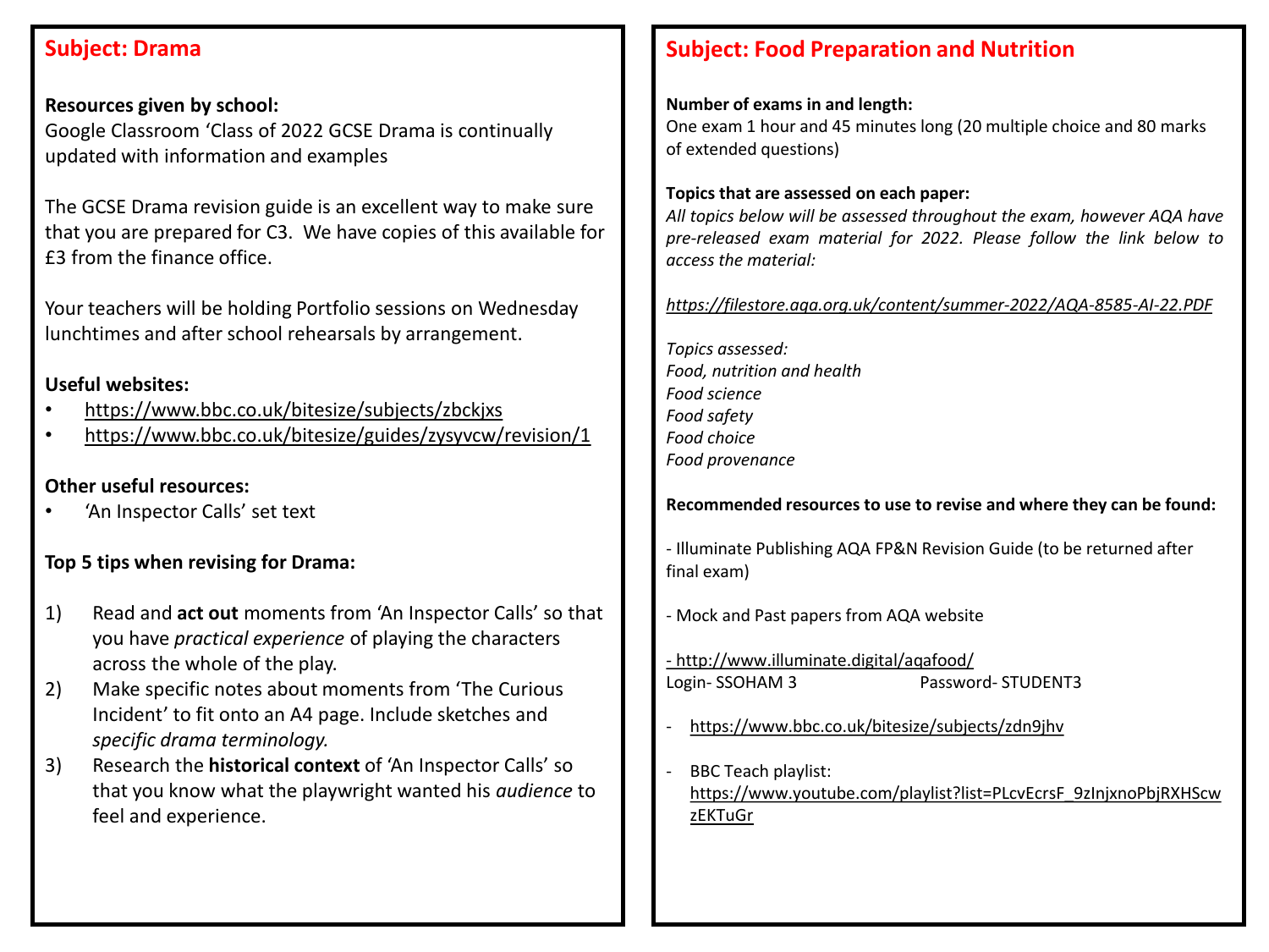## Subject: Drama

**Resources given by school:**
Google Classroom 'Class of 2022 GCSE Drama is continually updated with information and examples

The GCSE Drama revision guide is an excellent way to make sure that you are prepared for C3. We have copies of this available for £3 from the finance office.

Your teachers will be holding Portfolio sessions on Wednesday lunchtimes and after school rehearsals by arrangement.

**Useful websites:**

- https://www.bbc.co.uk/bitesize/subjects/zbckjxs
- https://www.bbc.co.uk/bitesize/guides/zysyvcw/revision/1

**Other useful resources:**

- 'An Inspector Calls' set text

**Top 5 tips when revising for Drama:**

1) Read and **act out** moments from 'An Inspector Calls' so that you have *practical experience* of playing the characters across the whole of the play.
2) Make specific notes about moments from 'The Curious Incident' to fit onto an A4 page. Include sketches and *specific drama terminology.*
3) Research the **historical context** of 'An Inspector Calls' so that you know what the playwright wanted his *audience* to feel and experience.

## Subject: Food Preparation and Nutrition

**Number of exams in and length:**
One exam 1 hour and 45 minutes long (20 multiple choice and 80 marks of extended questions)

**Topics that are assessed on each paper:**
*All topics below will be assessed throughout the exam, however AQA have pre-released exam material for 2022. Please follow the link below to access the material:*

*https://filestore.aqa.org.uk/content/summer-2022/AQA-8585-AI-22.PDF*

*Topics assessed:*
*Food, nutrition and health*
*Food science*
*Food safety*
*Food choice*
*Food provenance*

**Recommended resources to use to revise and where they can be found:**

- Illuminate Publishing AQA FP&N Revision Guide (to be returned after final exam)

- Mock and Past papers from AQA website

- http://www.illuminate.digital/aqafood/
Login- SSOHAM 3 Password- STUDENT3

- https://www.bbc.co.uk/bitesize/subjects/zdn9jhv

- BBC Teach playlist: https://www.youtube.com/playlist?list=PLcvEcrsF_9zInjxnoPbjRXHSczEKTuGr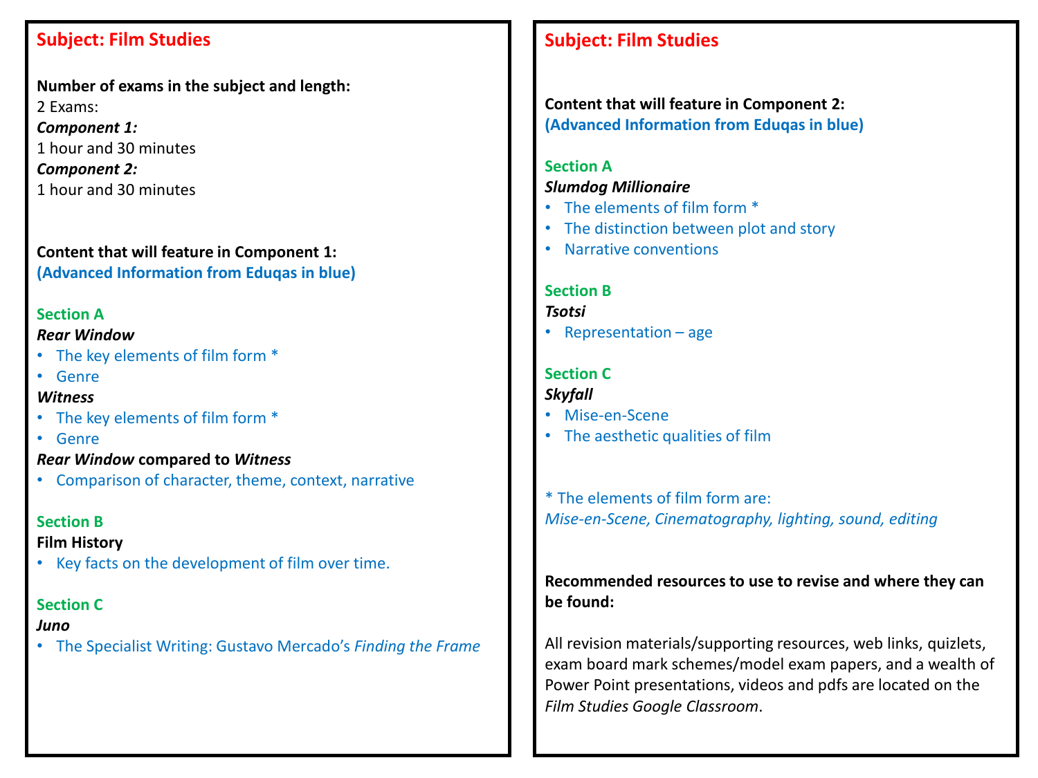## Subject: Film Studies

**Number of exams in the subject and length:**
2 Exams:
***Component 1:***
1 hour and 30 minutes
***Component 2:***
1 hour and 30 minutes

**Content that will feature in Component 1:**
**(Advanced Information from Eduqas in blue)**

### Section A

***Rear Window***
- The key elements of film form *
- Genre

***Witness***
- The key elements of film form *
- Genre

***Rear Window* compared to *Witness***
- Comparison of character, theme, context, narrative

### Section B

**Film History**
- Key facts on the development of film over time.

### Section C

***Juno***
- The Specialist Writing: Gustavo Mercado's *Finding the Frame*

## Subject: Film Studies

**Content that will feature in Component 2:**
**(Advanced Information from Eduqas in blue)**

### Section A

***Slumdog Millionaire***
- The elements of film form *
- The distinction between plot and story
- Narrative conventions

### Section B

***Tsotsi***
- Representation – age

### Section C

***Skyfall***
- Mise-en-Scene
- The aesthetic qualities of film

* The elements of film form are:
*Mise-en-Scene, Cinematography, lighting, sound, editing*

**Recommended resources to use to revise and where they can be found:**

All revision materials/supporting resources, web links, quizlets, exam board mark schemes/model exam papers, and a wealth of Power Point presentations, videos and pdfs are located on the *Film Studies Google Classroom*.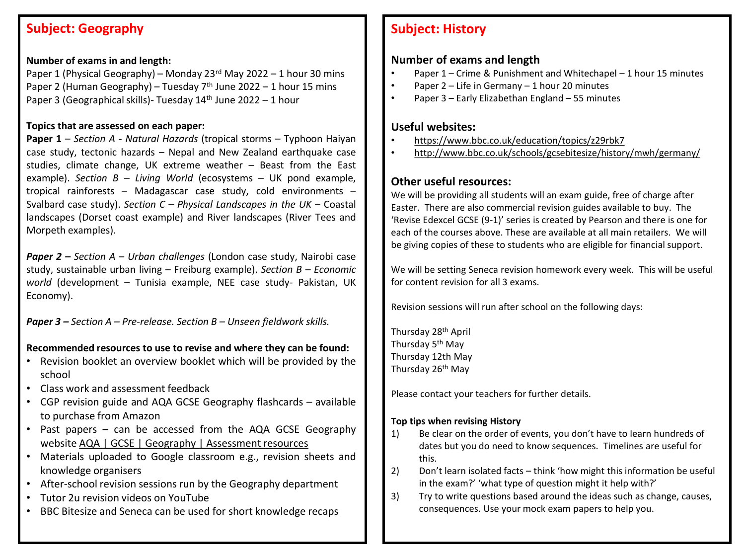## Subject: Geography

**Number of exams in and length:**

Paper 1 (Physical Geography) – Monday 23rd May 2022 – 1 hour 30 mins
Paper 2 (Human Geography) – Tuesday 7th June 2022 – 1 hour 15 mins
Paper 3 (Geographical skills)- Tuesday 14th June 2022 – 1 hour

**Topics that are assessed on each paper:**

**Paper 1** – *Section A - Natural Hazards* (tropical storms – Typhoon Haiyan case study, tectonic hazards – Nepal and New Zealand earthquake case studies, climate change, UK extreme weather – Beast from the East example). *Section B – Living World* (ecosystems – UK pond example, tropical rainforests – Madagascar case study, cold environments – Svalbard case study). *Section C – Physical Landscapes in the UK* – Coastal landscapes (Dorset coast example) and River landscapes (River Tees and Morpeth examples).

***Paper 2 –*** *Section A – Urban challenges* (London case study, Nairobi case study, sustainable urban living – Freiburg example). *Section B – Economic world* (development – Tunisia example, NEE case study- Pakistan, UK Economy).

***Paper 3 –*** *Section A – Pre-release. Section B – Unseen fieldwork skills.*

**Recommended resources to use to revise and where they can be found:**

- Revision booklet an overview booklet which will be provided by the school
- Class work and assessment feedback
- CGP revision guide and AQA GCSE Geography flashcards – available to purchase from Amazon
- Past papers – can be accessed from the AQA GCSE Geography website AQA | GCSE | Geography | Assessment resources
- Materials uploaded to Google classroom e.g., revision sheets and knowledge organisers
- After-school revision sessions run by the Geography department
- Tutor 2u revision videos on YouTube
- BBC Bitesize and Seneca can be used for short knowledge recaps

## Subject: History

### Number of exams and length

- Paper 1 – Crime & Punishment and Whitechapel – 1 hour 15 minutes
- Paper 2 – Life in Germany – 1 hour 20 minutes
- Paper 3 – Early Elizabethan England – 55 minutes

### Useful websites:

- https://www.bbc.co.uk/education/topics/z29rbk7
- http://www.bbc.co.uk/schools/gcsebitesize/history/mwh/germany/

### Other useful resources:

We will be providing all students will an exam guide, free of charge after Easter. There are also commercial revision guides available to buy. The 'Revise Edexcel GCSE (9-1)' series is created by Pearson and there is one for each of the courses above. These are available at all main retailers. We will be giving copies of these to students who are eligible for financial support.

We will be setting Seneca revision homework every week. This will be useful for content revision for all 3 exams.

Revision sessions will run after school on the following days:

Thursday 28th April
Thursday 5th May
Thursday 12th May
Thursday 26th May

Please contact your teachers for further details.

**Top tips when revising History**

1) Be clear on the order of events, you don't have to learn hundreds of dates but you do need to know sequences. Timelines are useful for this.
2) Don't learn isolated facts – think 'how might this information be useful in the exam?' 'what type of question might it help with?'
3) Try to write questions based around the ideas such as change, causes, consequences. Use your mock exam papers to help you.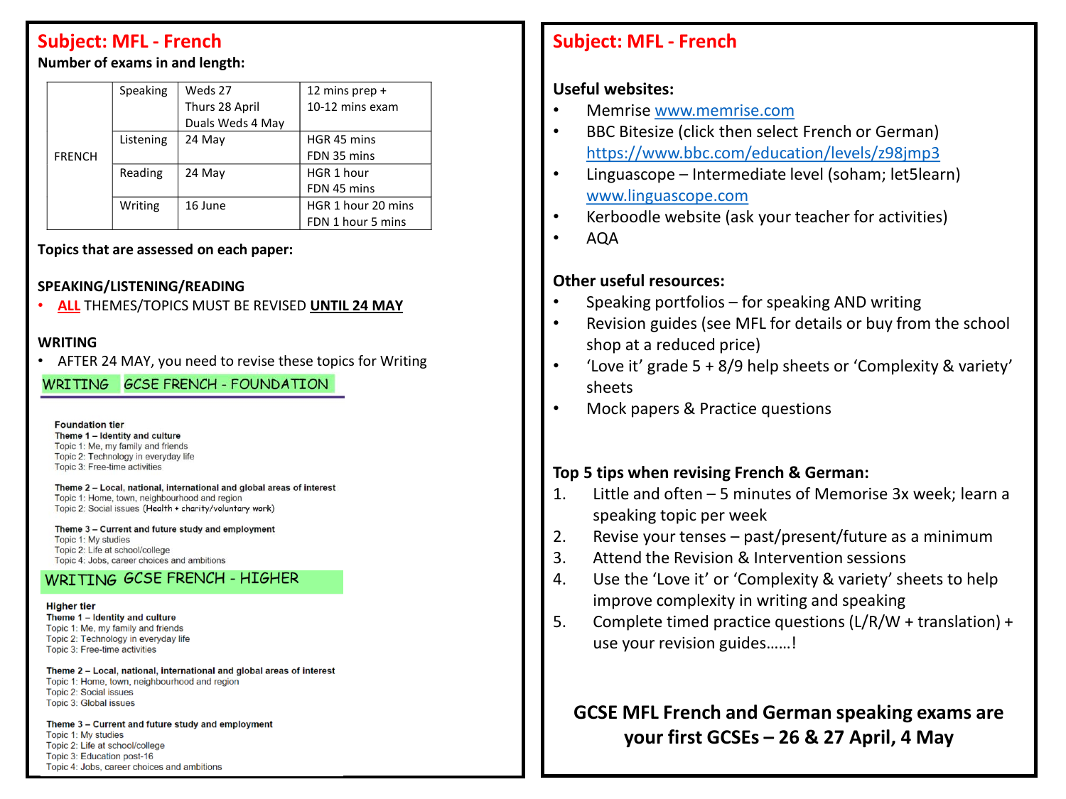## Subject: MFL - French

**Number of exams in and length:**

| | | | |
|---|---|---|---|
| FRENCH | Speaking | Weds 27<br>Thurs 28 April<br>Duals Weds 4 May | 12 mins prep +<br>10-12 mins exam |
| | Listening | 24 May | HGR 45 mins<br>FDN 35 mins |
| | Reading | 24 May | HGR 1 hour<br>FDN 45 mins |
| | Writing | 16 June | HGR 1 hour 20 mins<br>FDN 1 hour 5 mins |

**Topics that are assessed on each paper:**

**SPEAKING/LISTENING/READING**

- **ALL** THEMES/TOPICS MUST BE REVISED **UNTIL 24 MAY**

**WRITING**

- AFTER 24 MAY, you need to revise these topics for Writing

WRITING GCSE FRENCH - FOUNDATION

**Foundation tier**

**Theme 1 – Identity and culture**
Topic 1: Me, my family and friends
Topic 2: Technology in everyday life
Topic 3: Free-time activities

**Theme 2 – Local, national, international and global areas of interest**
Topic 1: Home, town, neighbourhood and region
Topic 2: Social issues (Health + charity/voluntary work)

**Theme 3 – Current and future study and employment**
Topic 1: My studies
Topic 2: Life at school/college
Topic 4: Jobs, career choices and ambitions

WRITING GCSE FRENCH - HIGHER

**Higher tier**

**Theme 1 – Identity and culture**
Topic 1: Me, my family and friends
Topic 2: Technology in everyday life
Topic 3: Free-time activities

**Theme 2 – Local, national, international and global areas of interest**
Topic 1: Home, town, neighbourhood and region
Topic 2: Social issues
Topic 3: Global issues

**Theme 3 – Current and future study and employment**
Topic 1: My studies
Topic 2: Life at school/college
Topic 3: Education post-16
Topic 4: Jobs, career choices and ambitions

## Subject: MFL - French

**Useful websites:**

- Memrise www.memrise.com
- BBC Bitesize (click then select French or German) https://www.bbc.com/education/levels/z98jmp3
- Linguascope – Intermediate level (soham; let5learn) www.linguascope.com
- Kerboodle website (ask your teacher for activities)
- AQA

**Other useful resources:**

- Speaking portfolios – for speaking AND writing
- Revision guides (see MFL for details or buy from the school shop at a reduced price)
- 'Love it' grade 5 + 8/9 help sheets or 'Complexity & variety' sheets
- Mock papers & Practice questions

**Top 5 tips when revising French & German:**

1. Little and often – 5 minutes of Memorise 3x week; learn a speaking topic per week
2. Revise your tenses – past/present/future as a minimum
3. Attend the Revision & Intervention sessions
4. Use the 'Love it' or 'Complexity & variety' sheets to help improve complexity in writing and speaking
5. Complete timed practice questions (L/R/W + translation) + use your revision guides……!

**GCSE MFL French and German speaking exams are your first GCSEs – 26 & 27 April, 4 May**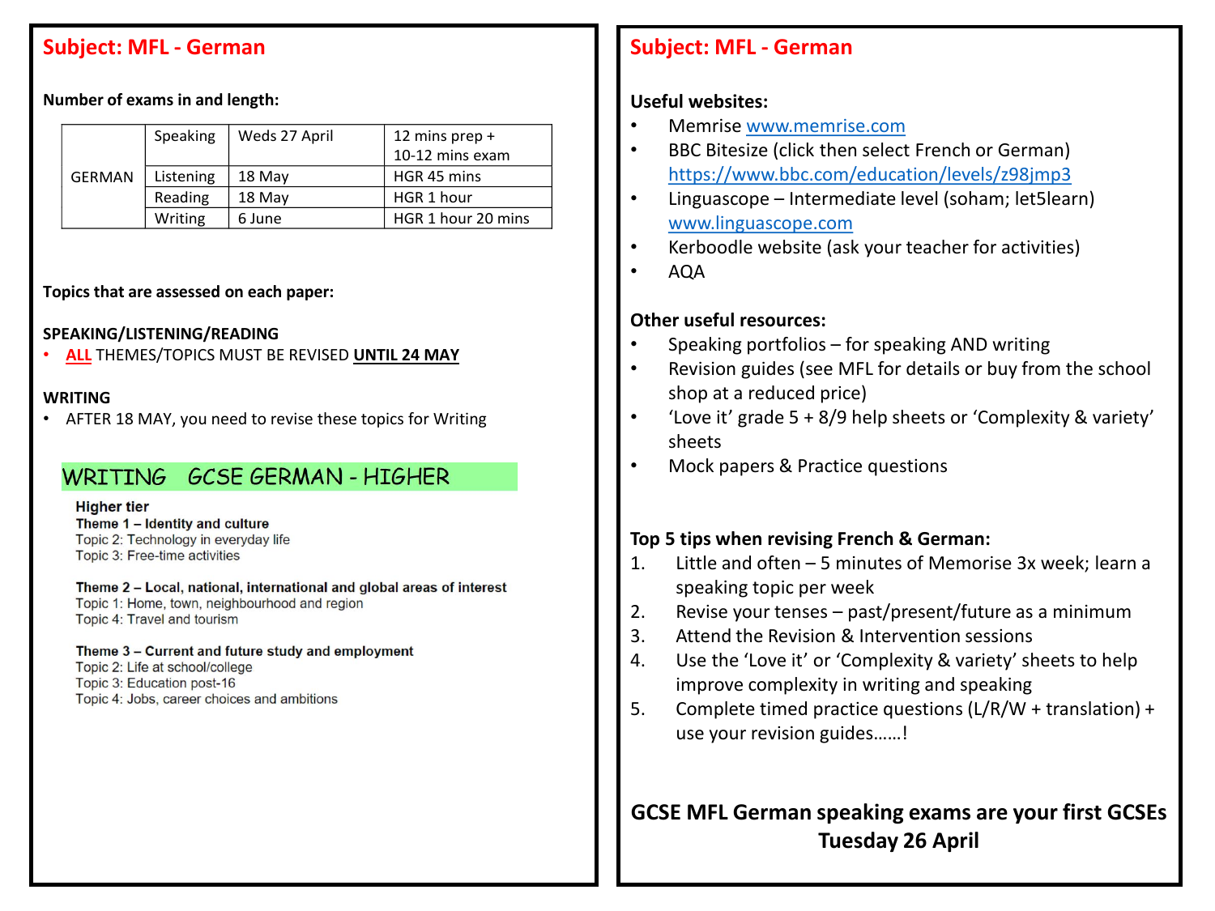## Subject: MFL - German

**Number of exams in and length:**

| | | | |
|---|---|---|---|
| GERMAN | Speaking | Weds 27 April | 12 mins prep + 10-12 mins exam |
| | Listening | 18 May | HGR 45 mins |
| | Reading | 18 May | HGR 1 hour |
| | Writing | 6 June | HGR 1 hour 20 mins |

**Topics that are assessed on each paper:**

**SPEAKING/LISTENING/READING**

- **ALL** THEMES/TOPICS MUST BE REVISED **UNTIL 24 MAY**

**WRITING**

- AFTER 18 MAY, you need to revise these topics for Writing

### WRITING GCSE GERMAN - HIGHER

**Higher tier**

**Theme 1 – Identity and culture**
Topic 2: Technology in everyday life
Topic 3: Free-time activities

**Theme 2 – Local, national, international and global areas of interest**
Topic 1: Home, town, neighbourhood and region
Topic 4: Travel and tourism

**Theme 3 – Current and future study and employment**
Topic 2: Life at school/college
Topic 3: Education post-16
Topic 4: Jobs, career choices and ambitions

## Subject: MFL - German

**Useful websites:**

- Memrise www.memrise.com
- BBC Bitesize (click then select French or German) https://www.bbc.com/education/levels/z98jmp3
- Linguascope – Intermediate level (soham; let5learn) www.linguascope.com
- Kerboodle website (ask your teacher for activities)
- AQA

**Other useful resources:**

- Speaking portfolios – for speaking AND writing
- Revision guides (see MFL for details or buy from the school shop at a reduced price)
- 'Love it' grade 5 + 8/9 help sheets or 'Complexity & variety' sheets
- Mock papers & Practice questions

**Top 5 tips when revising French & German:**

1. Little and often – 5 minutes of Memorise 3x week; learn a speaking topic per week
2. Revise your tenses – past/present/future as a minimum
3. Attend the Revision & Intervention sessions
4. Use the 'Love it' or 'Complexity & variety' sheets to help improve complexity in writing and speaking
5. Complete timed practice questions (L/R/W + translation) + use your revision guides……!

**GCSE MFL German speaking exams are your first GCSEs Tuesday 26 April**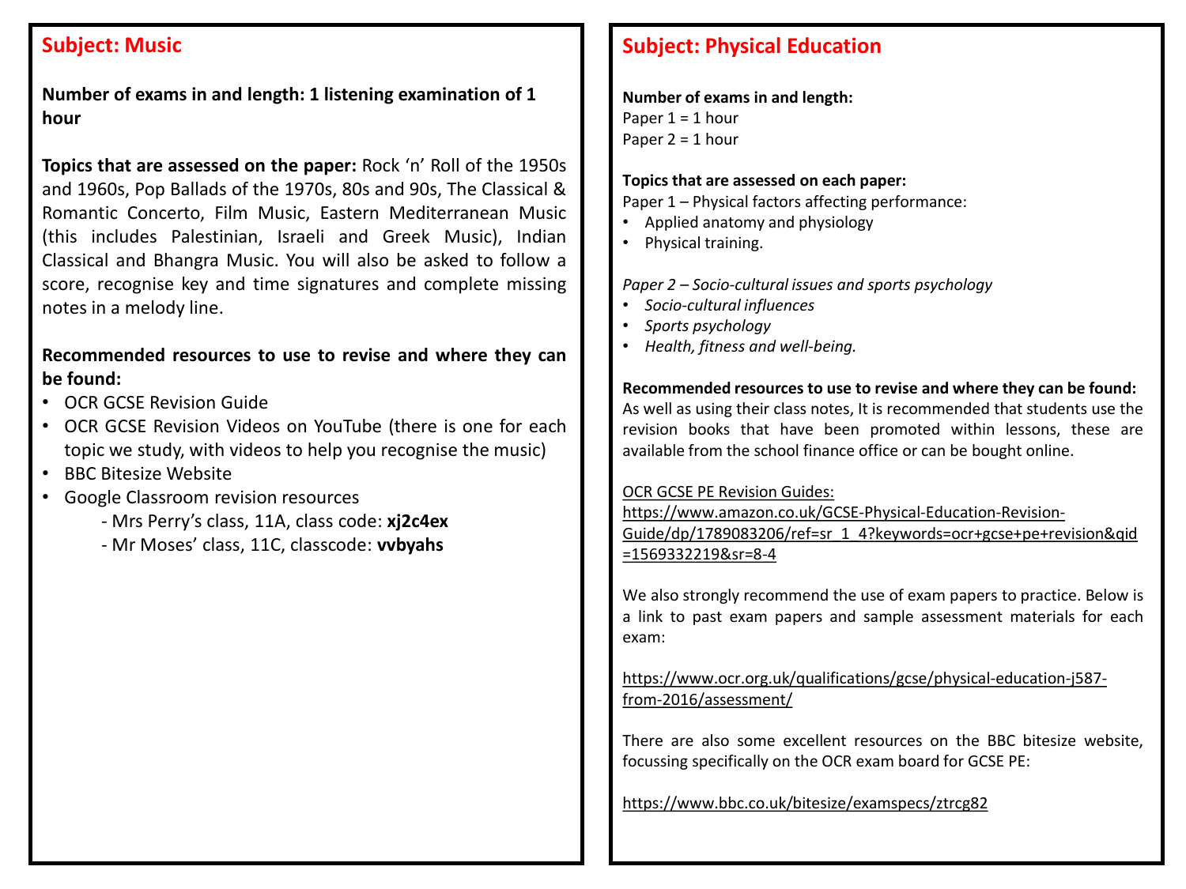## Subject: Music

**Number of exams in and length: 1 listening examination of 1 hour**

**Topics that are assessed on the paper:** Rock 'n' Roll of the 1950s and 1960s, Pop Ballads of the 1970s, 80s and 90s, The Classical & Romantic Concerto, Film Music, Eastern Mediterranean Music (this includes Palestinian, Israeli and Greek Music), Indian Classical and Bhangra Music. You will also be asked to follow a score, recognise key and time signatures and complete missing notes in a melody line.

**Recommended resources to use to revise and where they can be found:**

- OCR GCSE Revision Guide
- OCR GCSE Revision Videos on YouTube (there is one for each topic we study, with videos to help you recognise the music)
- BBC Bitesize Website
- Google Classroom revision resources
  - Mrs Perry's class, 11A, class code: **xj2c4ex**
  - Mr Moses' class, 11C, classcode: **vvbyahs**

## Subject: Physical Education

**Number of exams in and length:**
Paper 1 = 1 hour
Paper 2 = 1 hour

**Topics that are assessed on each paper:**
Paper 1 – Physical factors affecting performance:

- Applied anatomy and physiology
- Physical training.

*Paper 2 – Socio-cultural issues and sports psychology*

- *Socio-cultural influences*
- *Sports psychology*
- *Health, fitness and well-being.*

**Recommended resources to use to revise and where they can be found:**
As well as using their class notes, It is recommended that students use the revision books that have been promoted within lessons, these are available from the school finance office or can be bought online.

OCR GCSE PE Revision Guides:
https://www.amazon.co.uk/GCSE-Physical-Education-Revision-Guide/dp/1789083206/ref=sr_1_4?keywords=ocr+gcse+pe+revision&qid=1569332219&sr=8-4

We also strongly recommend the use of exam papers to practice. Below is a link to past exam papers and sample assessment materials for each exam:

https://www.ocr.org.uk/qualifications/gcse/physical-education-j587-from-2016/assessment/

There are also some excellent resources on the BBC bitesize website, focussing specifically on the OCR exam board for GCSE PE:

https://www.bbc.co.uk/bitesize/examspecs/ztrcg82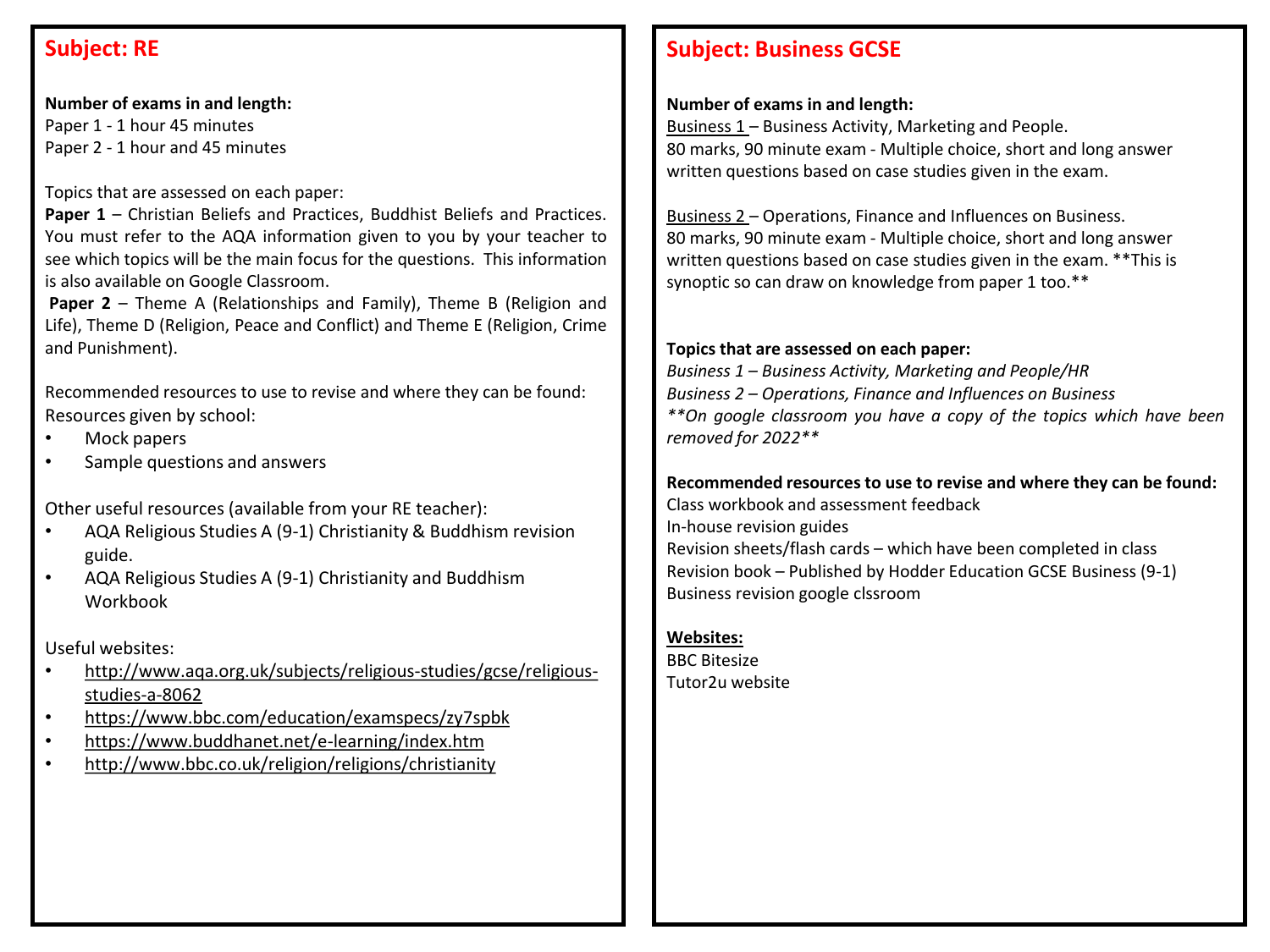## Subject: RE

**Number of exams in and length:**
Paper 1 - 1 hour 45 minutes
Paper 2 - 1 hour and 45 minutes

Topics that are assessed on each paper:
**Paper 1** – Christian Beliefs and Practices, Buddhist Beliefs and Practices. You must refer to the AQA information given to you by your teacher to see which topics will be the main focus for the questions. This information is also available on Google Classroom.
**Paper 2** – Theme A (Relationships and Family), Theme B (Religion and Life), Theme D (Religion, Peace and Conflict) and Theme E (Religion, Crime and Punishment).

Recommended resources to use to revise and where they can be found:
Resources given by school:

- Mock papers
- Sample questions and answers

Other useful resources (available from your RE teacher):

- AQA Religious Studies A (9-1) Christianity & Buddhism revision guide.
- AQA Religious Studies A (9-1) Christianity and Buddhism Workbook

Useful websites:

- http://www.aqa.org.uk/subjects/religious-studies/gcse/religious-studies-a-8062
- https://www.bbc.com/education/examspecs/zy7spbk
- https://www.buddhanet.net/e-learning/index.htm
- http://www.bbc.co.uk/religion/religions/christianity

## Subject: Business GCSE

**Number of exams in and length:**
Business 1 – Business Activity, Marketing and People.
80 marks, 90 minute exam - Multiple choice, short and long answer written questions based on case studies given in the exam.

Business 2 – Operations, Finance and Influences on Business.
80 marks, 90 minute exam - Multiple choice, short and long answer written questions based on case studies given in the exam. **This is synoptic so can draw on knowledge from paper 1 too.**

**Topics that are assessed on each paper:**
*Business 1 – Business Activity, Marketing and People/HR*
*Business 2 – Operations, Finance and Influences on Business*
*\*\*On google classroom you have a copy of the topics which have been removed for 2022\*\**

**Recommended resources to use to revise and where they can be found:**
Class workbook and assessment feedback
In-house revision guides
Revision sheets/flash cards – which have been completed in class
Revision book – Published by Hodder Education GCSE Business (9-1)
Business revision google clssroom

**Websites:**
BBC Bitesize
Tutor2u website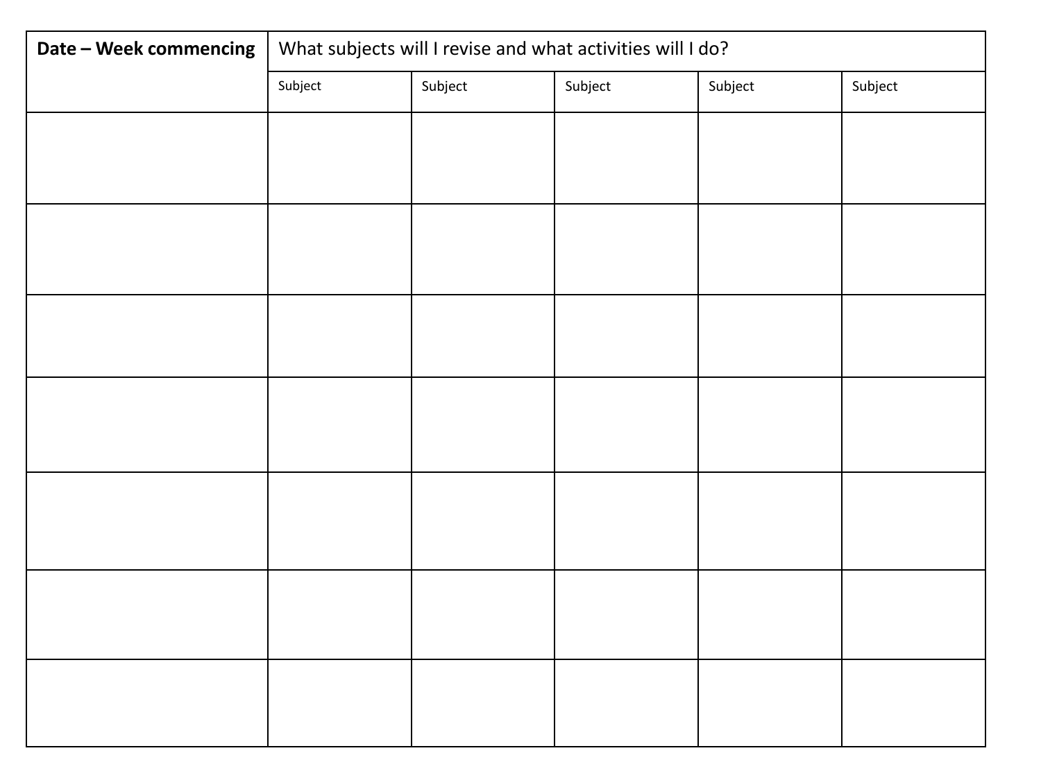| **Date – Week commencing** | What subjects will I revise and what activities will I do? | | | | |
|---|---|---|---|---|---|
| | Subject | Subject | Subject | Subject | Subject |
| | | | | | |
| | | | | | |
| | | | | | |
| | | | | | |
| | | | | | |
| | | | | | |
| | | | | | |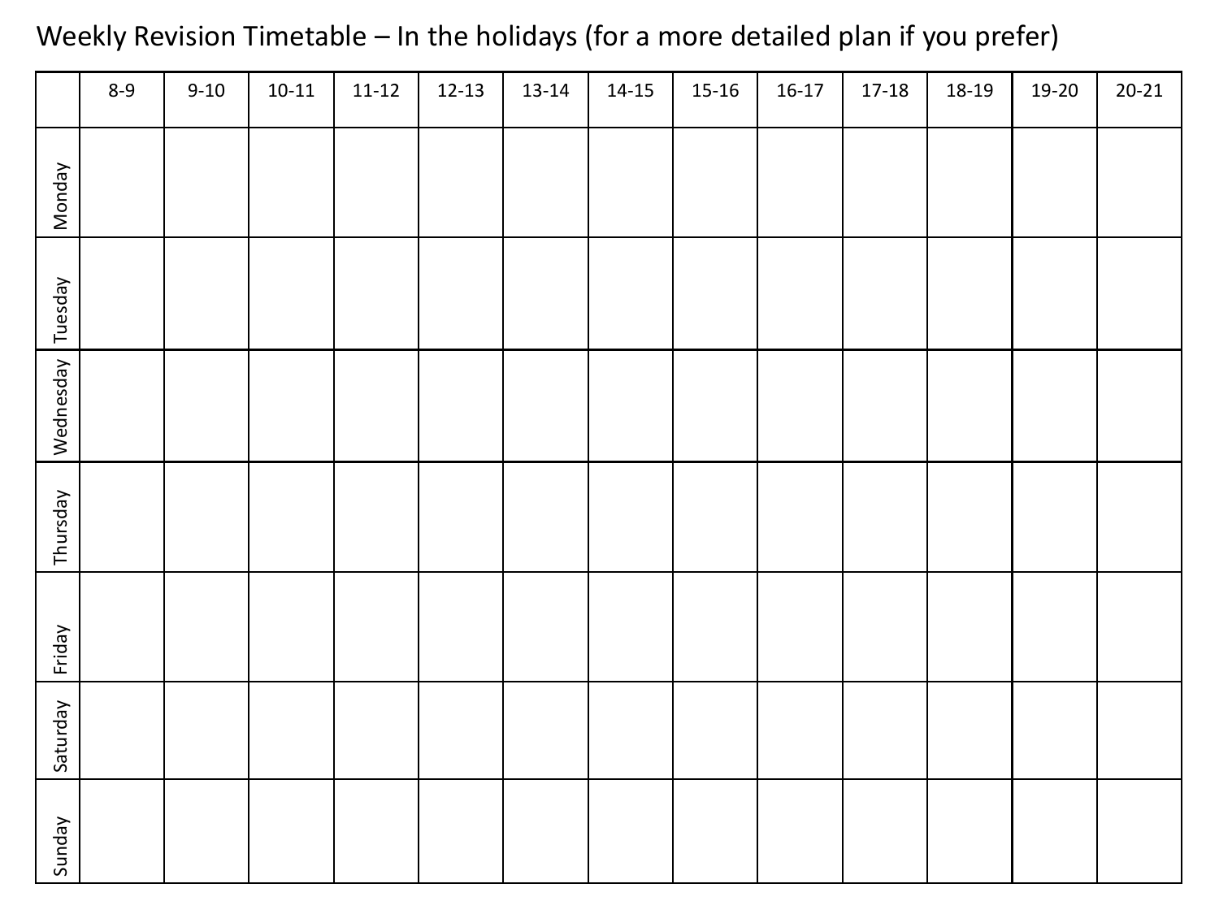Weekly Revision Timetable – In the holidays (for a more detailed plan if you prefer)

| | 8-9 | 9-10 | 10-11 | 11-12 | 12-13 | 13-14 | 14-15 | 15-16 | 16-17 | 17-18 | 18-19 | 19-20 | 20-21 |
|---|---|---|---|---|---|---|---|---|---|---|---|---|---|
| Monday | | | | | | | | | | | | | |
| Tuesday | | | | | | | | | | | | | |
| Wednesday | | | | | | | | | | | | | |
| Thursday | | | | | | | | | | | | | |
| Friday | | | | | | | | | | | | | |
| Saturday | | | | | | | | | | | | | |
| Sunday | | | | | | | | | | | | | |